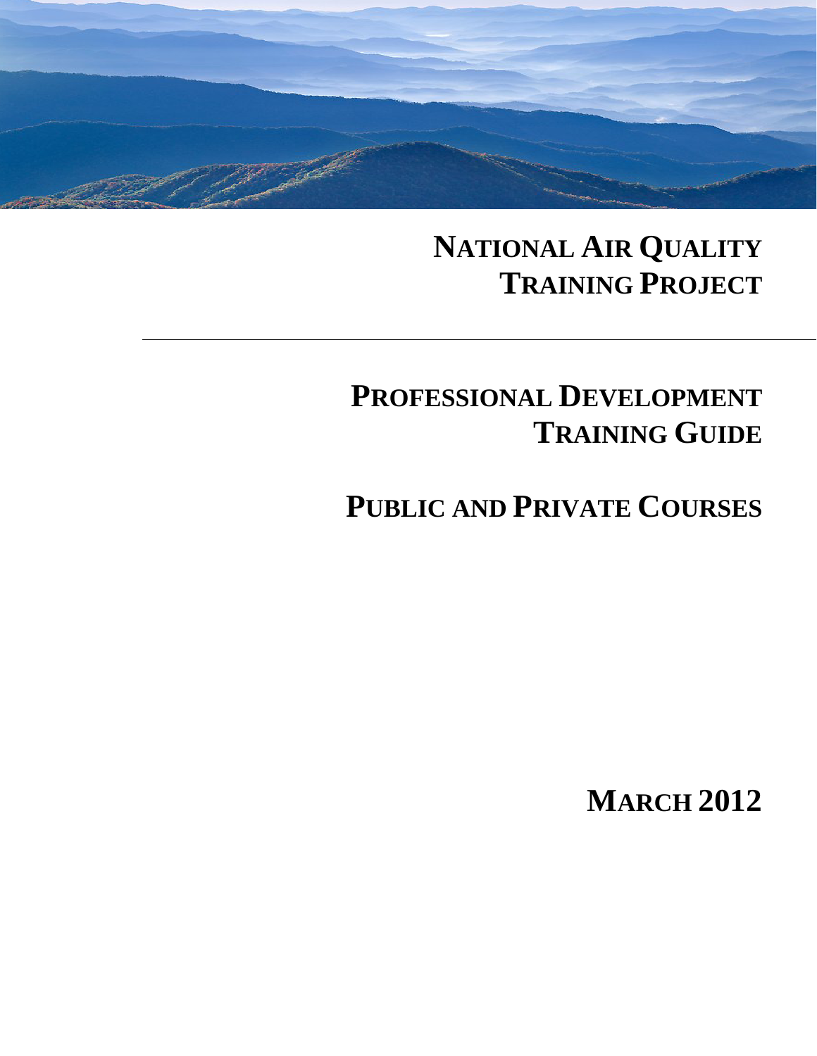# National Air Quality Training Project

## Professional Development Training Guide

## Public and Private Courses

**March 2012**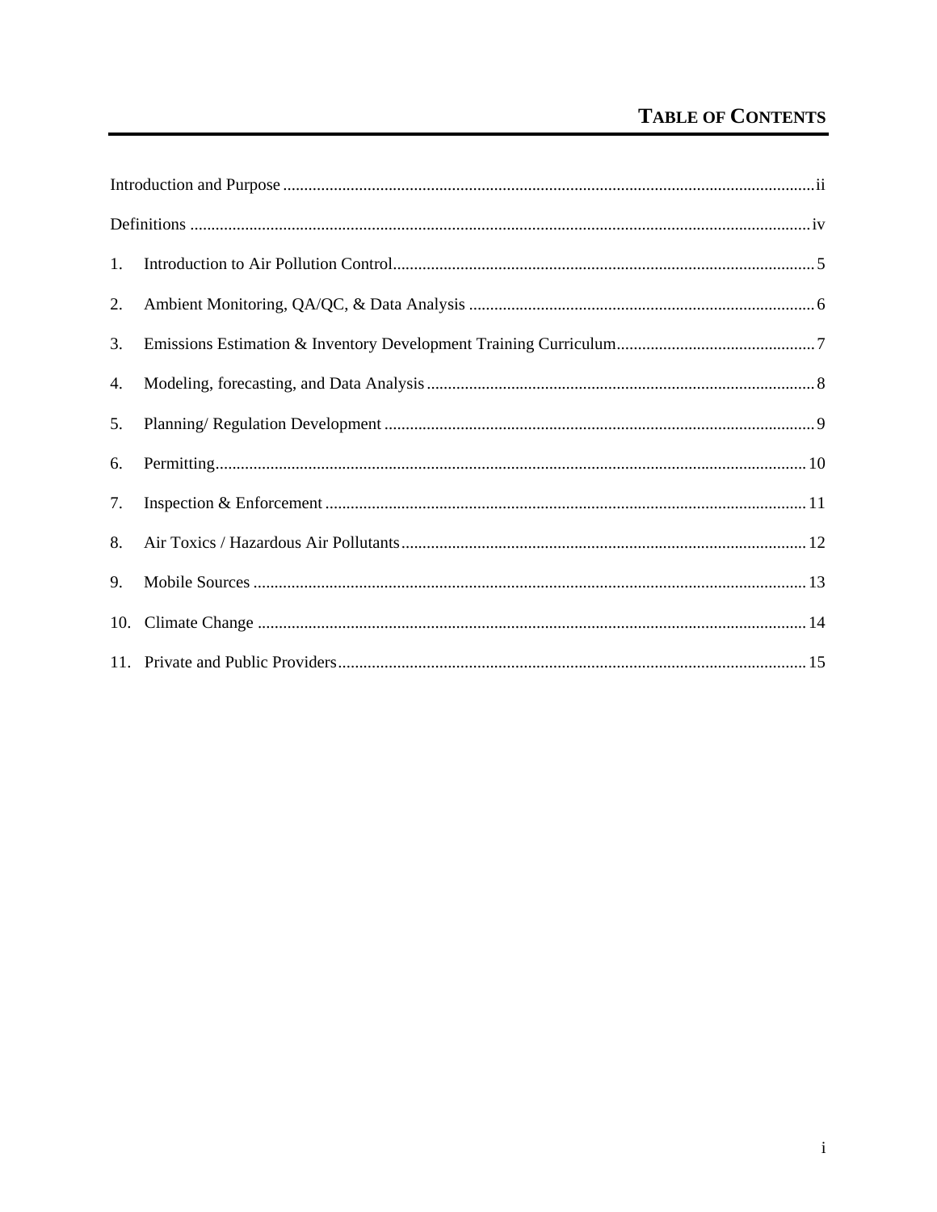# TABLE OF CONTENTS

Introduction and Purpose ..... ii

Definitions ..... iv

1. Introduction to Air Pollution Control ..... 5
2. Ambient Monitoring, QA/QC, & Data Analysis ..... 6
3. Emissions Estimation & Inventory Development Training Curriculum ..... 7
4. Modeling, forecasting, and Data Analysis ..... 8
5. Planning/ Regulation Development ..... 9
6. Permitting ..... 10
7. Inspection & Enforcement ..... 11
8. Air Toxics / Hazardous Air Pollutants ..... 12
9. Mobile Sources ..... 13
10. Climate Change ..... 14
11. Private and Public Providers ..... 15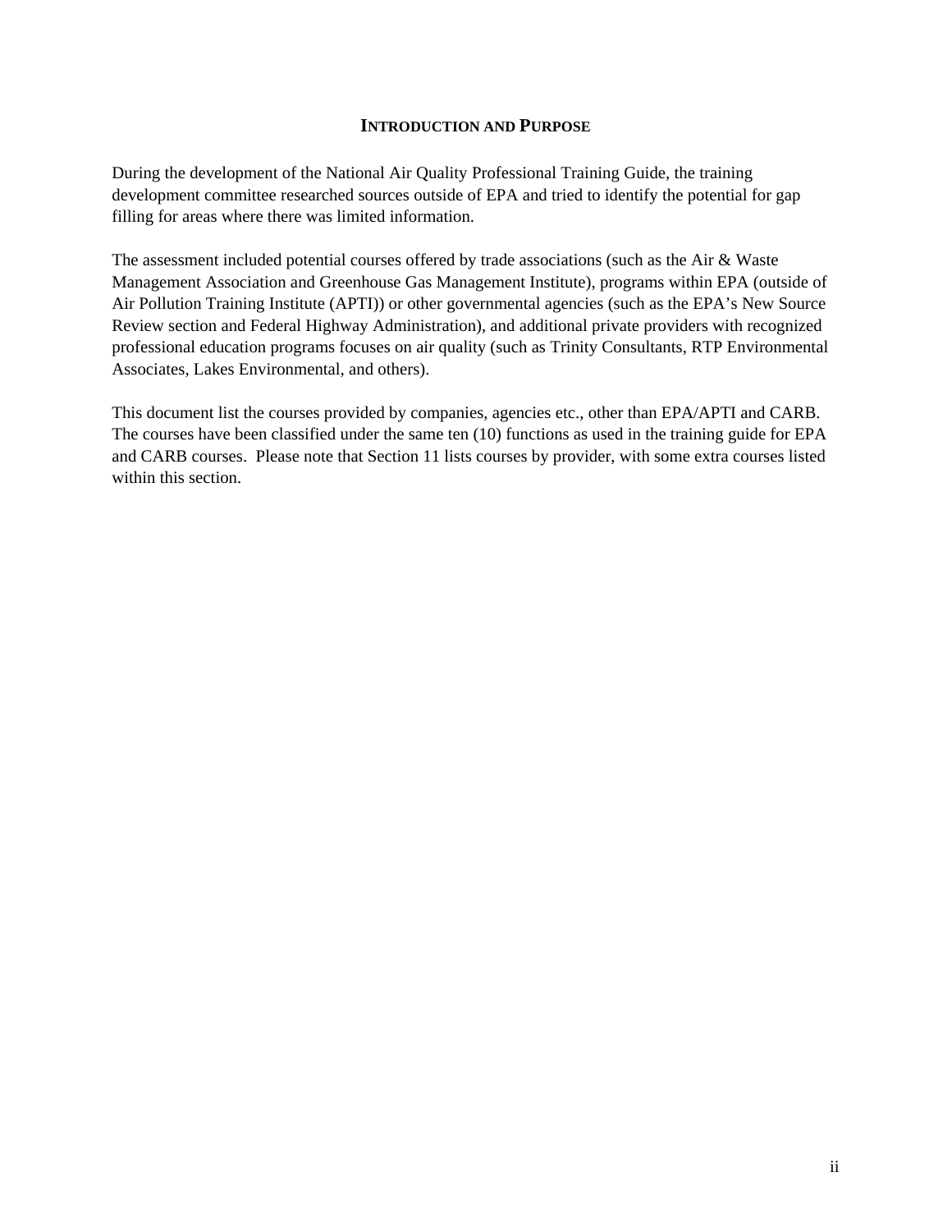## Introduction and Purpose

During the development of the National Air Quality Professional Training Guide, the training development committee researched sources outside of EPA and tried to identify the potential for gap filling for areas where there was limited information.

The assessment included potential courses offered by trade associations (such as the Air & Waste Management Association and Greenhouse Gas Management Institute), programs within EPA (outside of Air Pollution Training Institute (APTI)) or other governmental agencies (such as the EPA's New Source Review section and Federal Highway Administration), and additional private providers with recognized professional education programs focuses on air quality (such as Trinity Consultants, RTP Environmental Associates, Lakes Environmental, and others).

This document list the courses provided by companies, agencies etc., other than EPA/APTI and CARB. The courses have been classified under the same ten (10) functions as used in the training guide for EPA and CARB courses. Please note that Section 11 lists courses by provider, with some extra courses listed within this section.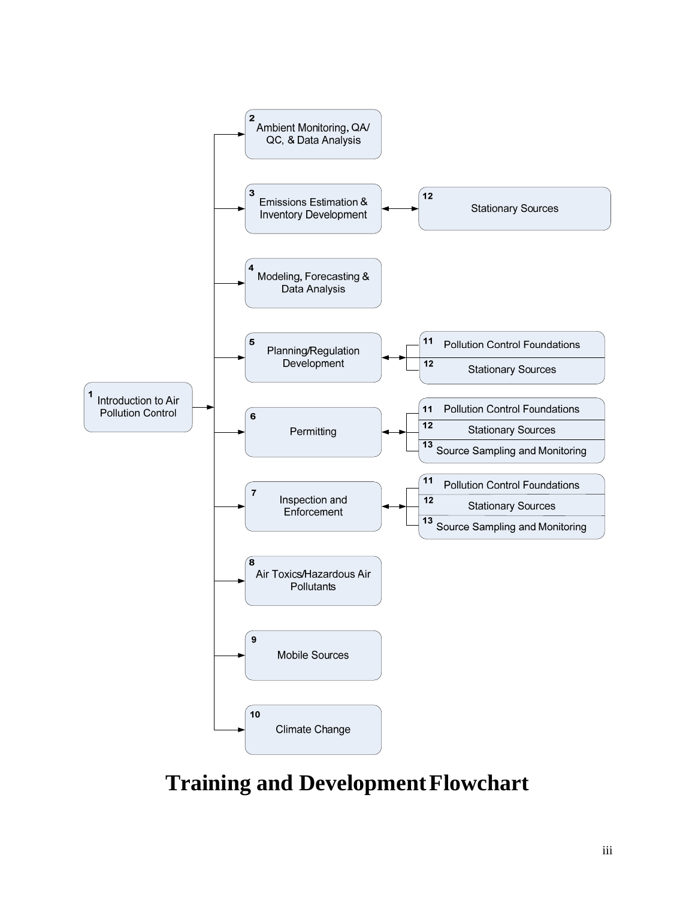**1** Introduction to Air Pollution Control

- **2** Ambient Monitoring, QA/QC, & Data Analysis
- **3** Emissions Estimation & Inventory Development ↔ **12** Stationary Sources
- **4** Modeling, Forecasting & Data Analysis
- **5** Planning/Regulation Development ↔
  - **11** Pollution Control Foundations
  - **12** Stationary Sources
- **6** Permitting ↔
  - **11** Pollution Control Foundations
  - **12** Stationary Sources
  - **13** Source Sampling and Monitoring
- **7** Inspection and Enforcement ↔
  - **11** Pollution Control Foundations
  - **12** Stationary Sources
  - **13** Source Sampling and Monitoring
- **8** Air Toxics/Hazardous Air Pollutants
- **9** Mobile Sources
- **10** Climate Change

# Training and Development Flowchart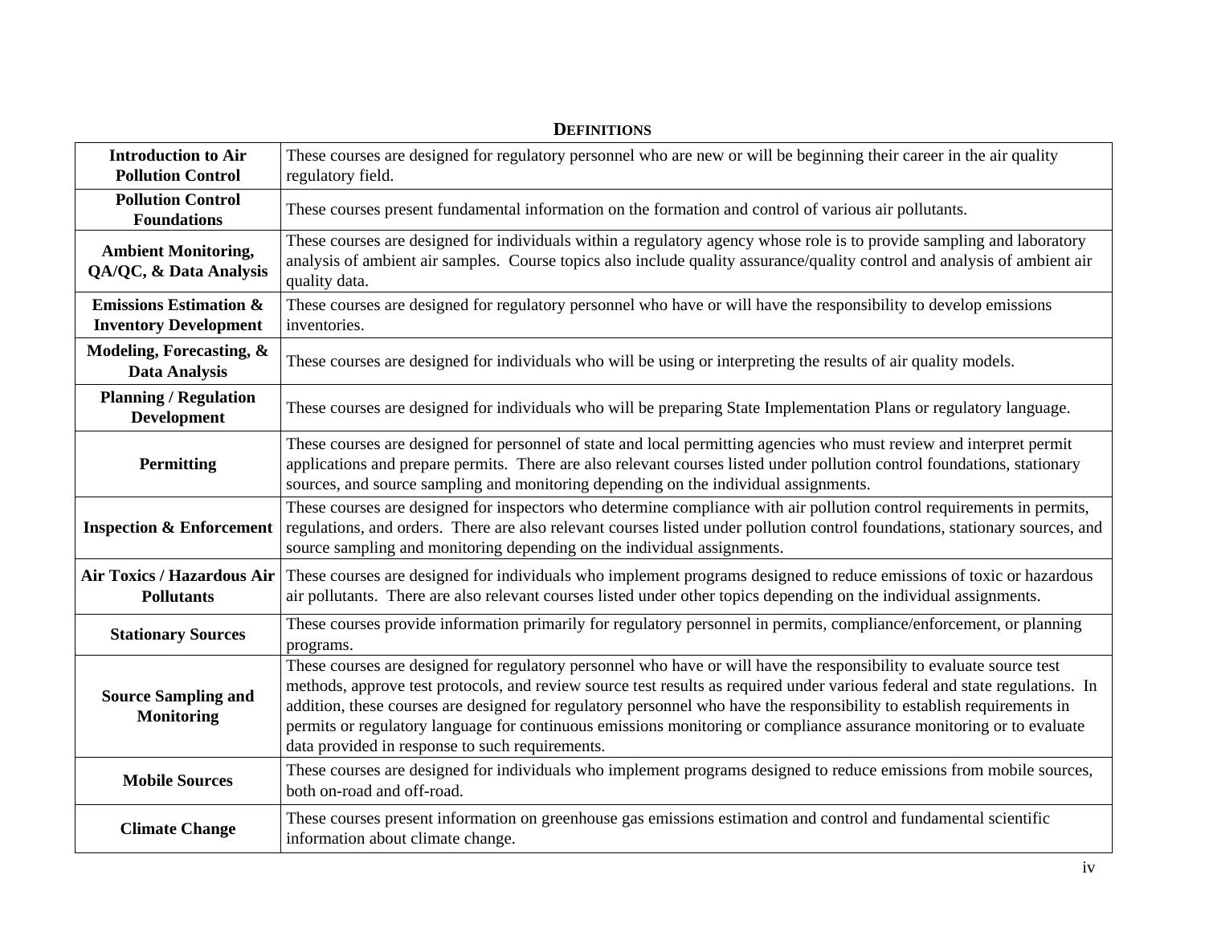## DEFINITIONS

| | |
|---|---|
| **Introduction to Air Pollution Control** | These courses are designed for regulatory personnel who are new or will be beginning their career in the air quality regulatory field. |
| **Pollution Control Foundations** | These courses present fundamental information on the formation and control of various air pollutants. |
| **Ambient Monitoring, QA/QC, & Data Analysis** | These courses are designed for individuals within a regulatory agency whose role is to provide sampling and laboratory analysis of ambient air samples. Course topics also include quality assurance/quality control and analysis of ambient air quality data. |
| **Emissions Estimation & Inventory Development** | These courses are designed for regulatory personnel who have or will have the responsibility to develop emissions inventories. |
| **Modeling, Forecasting, & Data Analysis** | These courses are designed for individuals who will be using or interpreting the results of air quality models. |
| **Planning / Regulation Development** | These courses are designed for individuals who will be preparing State Implementation Plans or regulatory language. |
| **Permitting** | These courses are designed for personnel of state and local permitting agencies who must review and interpret permit applications and prepare permits. There are also relevant courses listed under pollution control foundations, stationary sources, and source sampling and monitoring depending on the individual assignments. |
| **Inspection & Enforcement** | These courses are designed for inspectors who determine compliance with air pollution control requirements in permits, regulations, and orders. There are also relevant courses listed under pollution control foundations, stationary sources, and source sampling and monitoring depending on the individual assignments. |
| **Air Toxics / Hazardous Air Pollutants** | These courses are designed for individuals who implement programs designed to reduce emissions of toxic or hazardous air pollutants. There are also relevant courses listed under other topics depending on the individual assignments. |
| **Stationary Sources** | These courses provide information primarily for regulatory personnel in permits, compliance/enforcement, or planning programs. |
| **Source Sampling and Monitoring** | These courses are designed for regulatory personnel who have or will have the responsibility to evaluate source test methods, approve test protocols, and review source test results as required under various federal and state regulations. In addition, these courses are designed for regulatory personnel who have the responsibility to establish requirements in permits or regulatory language for continuous emissions monitoring or compliance assurance monitoring or to evaluate data provided in response to such requirements. |
| **Mobile Sources** | These courses are designed for individuals who implement programs designed to reduce emissions from mobile sources, both on-road and off-road. |
| **Climate Change** | These courses present information on greenhouse gas emissions estimation and control and fundamental scientific information about climate change. |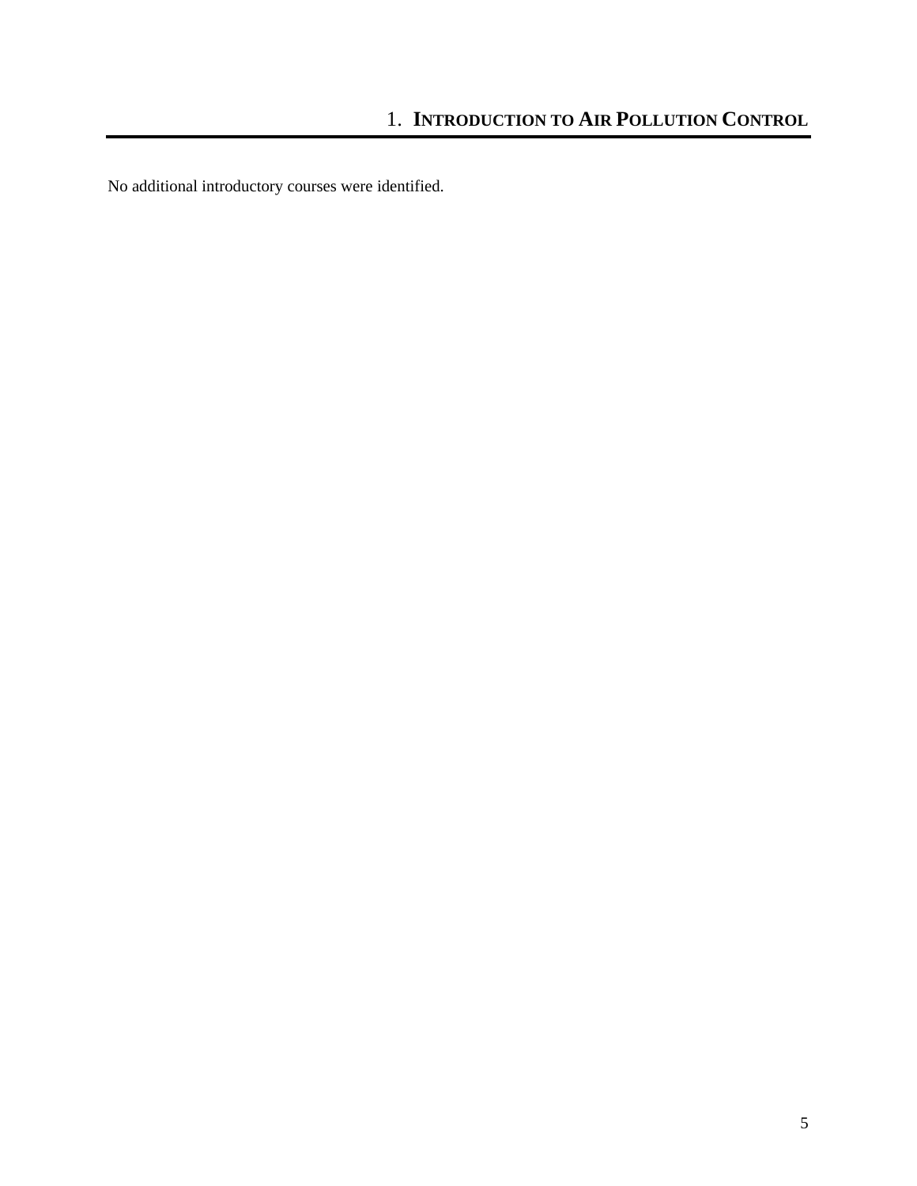# 1. INTRODUCTION TO AIR POLLUTION CONTROL

No additional introductory courses were identified.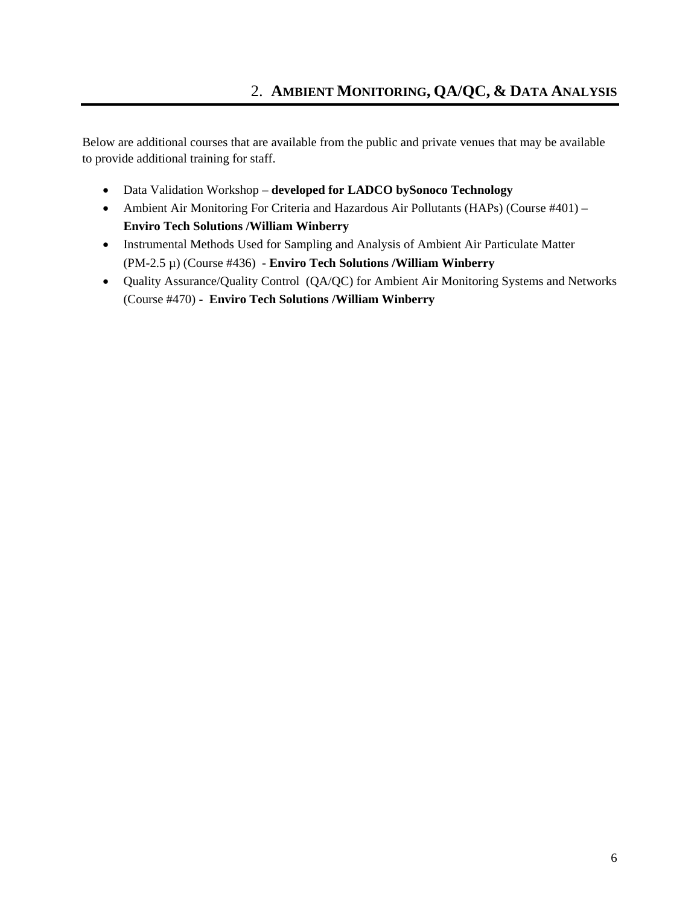## 2. AMBIENT MONITORING, QA/QC, & DATA ANALYSIS

Below are additional courses that are available from the public and private venues that may be available to provide additional training for staff.

- Data Validation Workshop – **developed for LADCO bySonoco Technology**
- Ambient Air Monitoring For Criteria and Hazardous Air Pollutants (HAPs) (Course #401) – **Enviro Tech Solutions /William Winberry**
- Instrumental Methods Used for Sampling and Analysis of Ambient Air Particulate Matter (PM-2.5 μ) (Course #436) - **Enviro Tech Solutions /William Winberry**
- Quality Assurance/Quality Control (QA/QC) for Ambient Air Monitoring Systems and Networks (Course #470) - **Enviro Tech Solutions /William Winberry**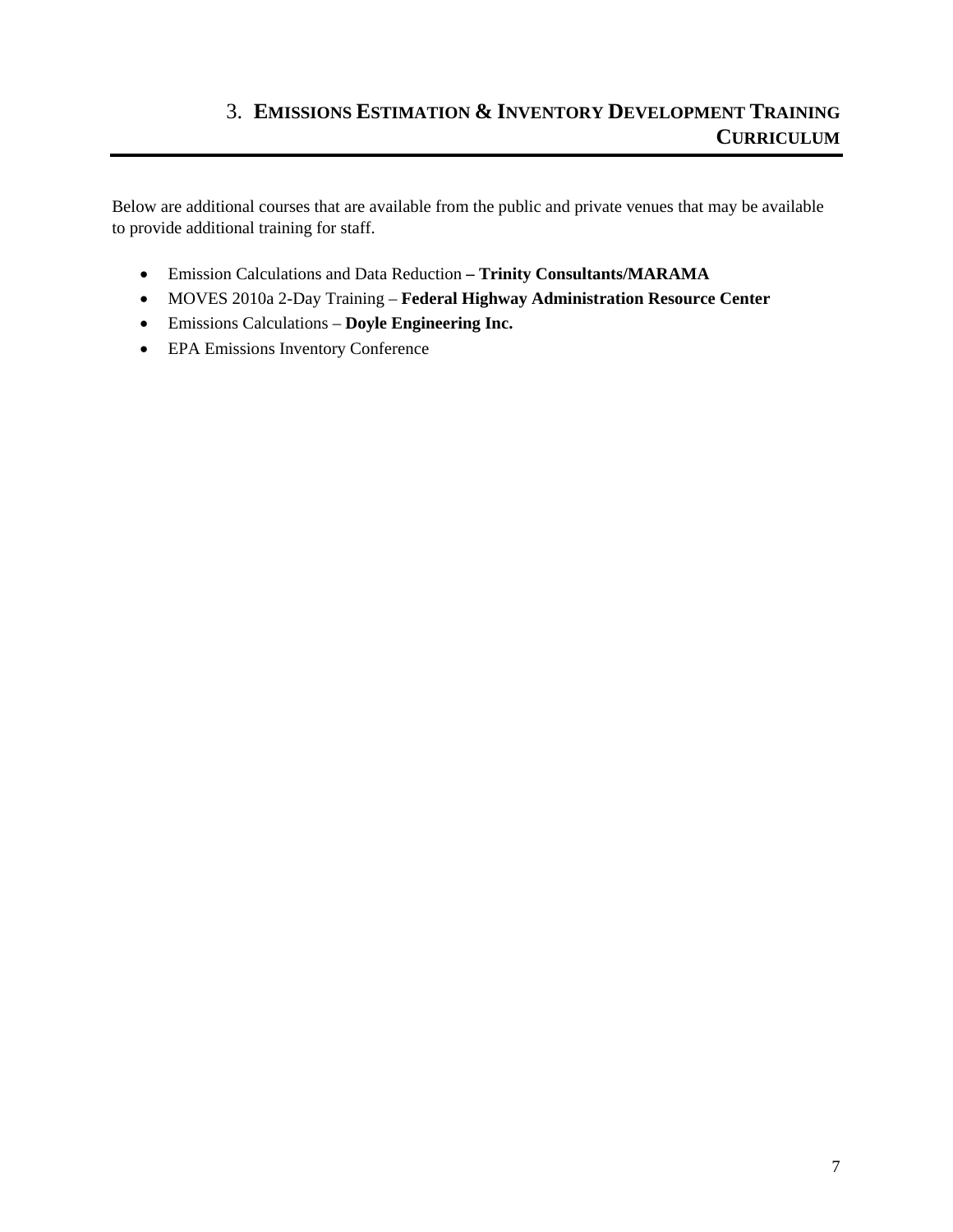# 3. EMISSIONS ESTIMATION & INVENTORY DEVELOPMENT TRAINING CURRICULUM

Below are additional courses that are available from the public and private venues that may be available to provide additional training for staff.

- Emission Calculations and Data Reduction **– Trinity Consultants/MARAMA**
- MOVES 2010a 2-Day Training – **Federal Highway Administration Resource Center**
- Emissions Calculations – **Doyle Engineering Inc.**
- EPA Emissions Inventory Conference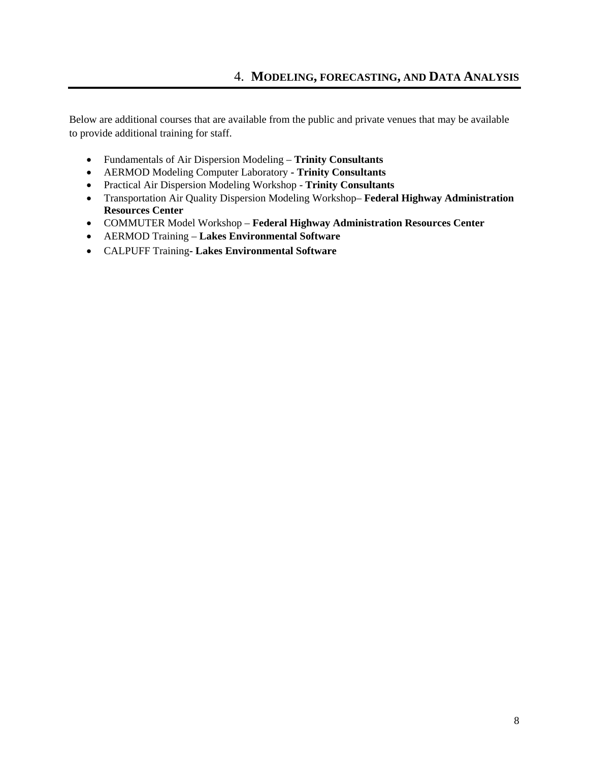# 4. MODELING, FORECASTING, AND DATA ANALYSIS

Below are additional courses that are available from the public and private venues that may be available to provide additional training for staff.

- Fundamentals of Air Dispersion Modeling – **Trinity Consultants**
- AERMOD Modeling Computer Laboratory - **Trinity Consultants**
- Practical Air Dispersion Modeling Workshop - **Trinity Consultants**
- Transportation Air Quality Dispersion Modeling Workshop– **Federal Highway Administration Resources Center**
- COMMUTER Model Workshop – **Federal Highway Administration Resources Center**
- AERMOD Training – **Lakes Environmental Software**
- CALPUFF Training**- Lakes Environmental Software**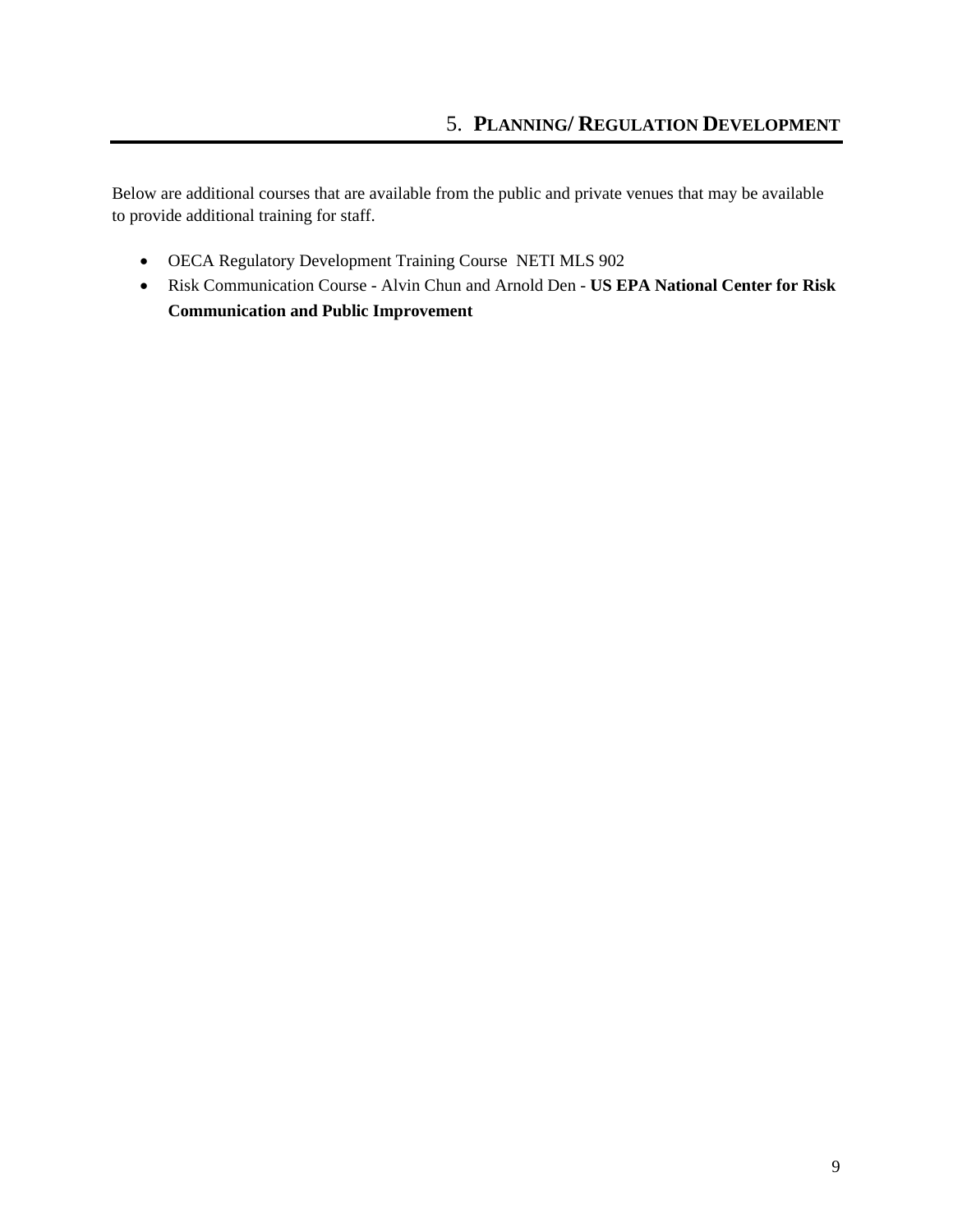## 5. PLANNING/ REGULATION DEVELOPMENT

Below are additional courses that are available from the public and private venues that may be available to provide additional training for staff.

- OECA Regulatory Development Training Course NETI MLS 902
- Risk Communication Course - Alvin Chun and Arnold Den - **US EPA National Center for Risk Communication and Public Improvement**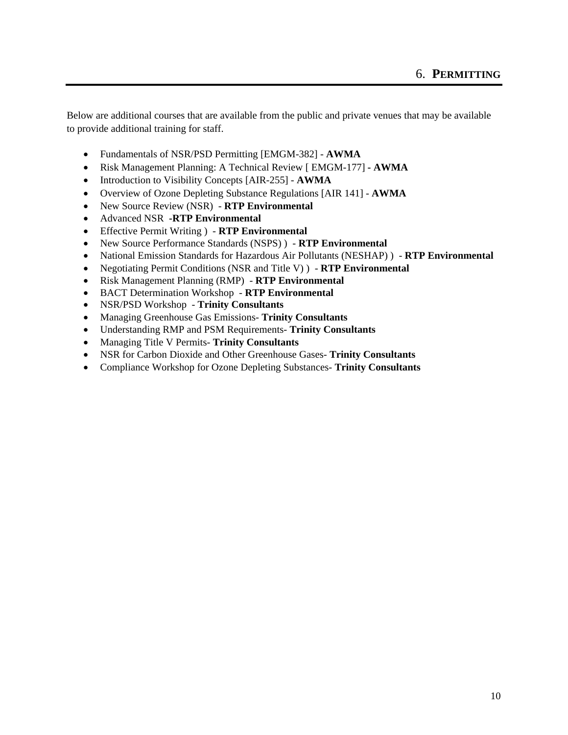# 6. PERMITTING

Below are additional courses that are available from the public and private venues that may be available to provide additional training for staff.

- Fundamentals of NSR/PSD Permitting [EMGM-382] - **AWMA**
- Risk Management Planning: A Technical Review [ EMGM-177] **- AWMA**
- Introduction to Visibility Concepts [AIR-255] - **AWMA**
- Overview of Ozone Depleting Substance Regulations [AIR 141] - **AWMA**
- New Source Review (NSR) **- RTP Environmental**
- Advanced NSR **-RTP Environmental**
- Effective Permit Writing ) - **RTP Environmental**
- New Source Performance Standards (NSPS) ) - **RTP Environmental**
- National Emission Standards for Hazardous Air Pollutants (NESHAP) ) - **RTP Environmental**
- Negotiating Permit Conditions (NSR and Title V) ) - **RTP Environmental**
- Risk Management Planning (RMP) - **RTP Environmental**
- BACT Determination Workshop - **RTP Environmental**
- NSR/PSD Workshop - **Trinity Consultants**
- Managing Greenhouse Gas Emissions- **Trinity Consultants**
- Understanding RMP and PSM Requirements- **Trinity Consultants**
- Managing Title V Permits- **Trinity Consultants**
- NSR for Carbon Dioxide and Other Greenhouse Gases- **Trinity Consultants**
- Compliance Workshop for Ozone Depleting Substances- **Trinity Consultants**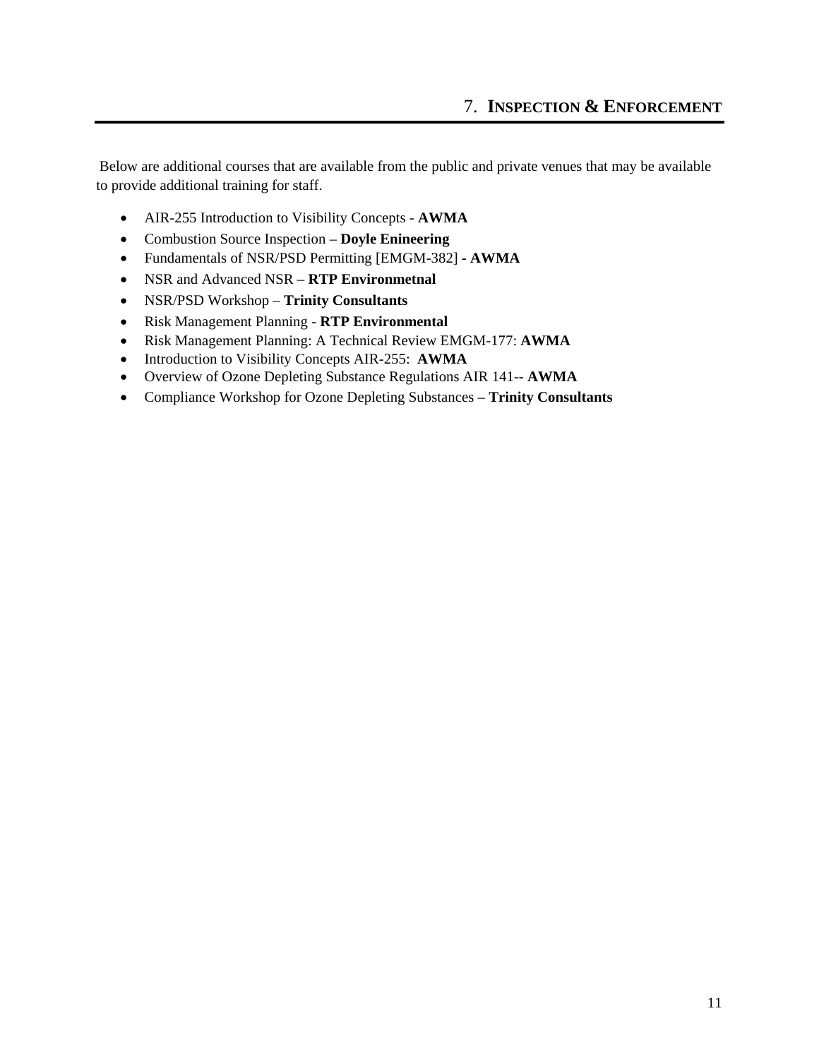# 7. INSPECTION & ENFORCEMENT

Below are additional courses that are available from the public and private venues that may be available to provide additional training for staff.

- AIR-255 Introduction to Visibility Concepts - **AWMA**
- Combustion Source Inspection – **Doyle Enineering**
- Fundamentals of NSR/PSD Permitting [EMGM-382] **- AWMA**
- NSR and Advanced NSR – **RTP Environmetnal**
- NSR/PSD Workshop – **Trinity Consultants**
- Risk Management Planning - **RTP Environmental**
- Risk Management Planning: A Technical Review EMGM-177: **AWMA**
- Introduction to Visibility Concepts AIR-255: **AWMA**
- Overview of Ozone Depleting Substance Regulations AIR 141**-- AWMA**
- Compliance Workshop for Ozone Depleting Substances – **Trinity Consultants**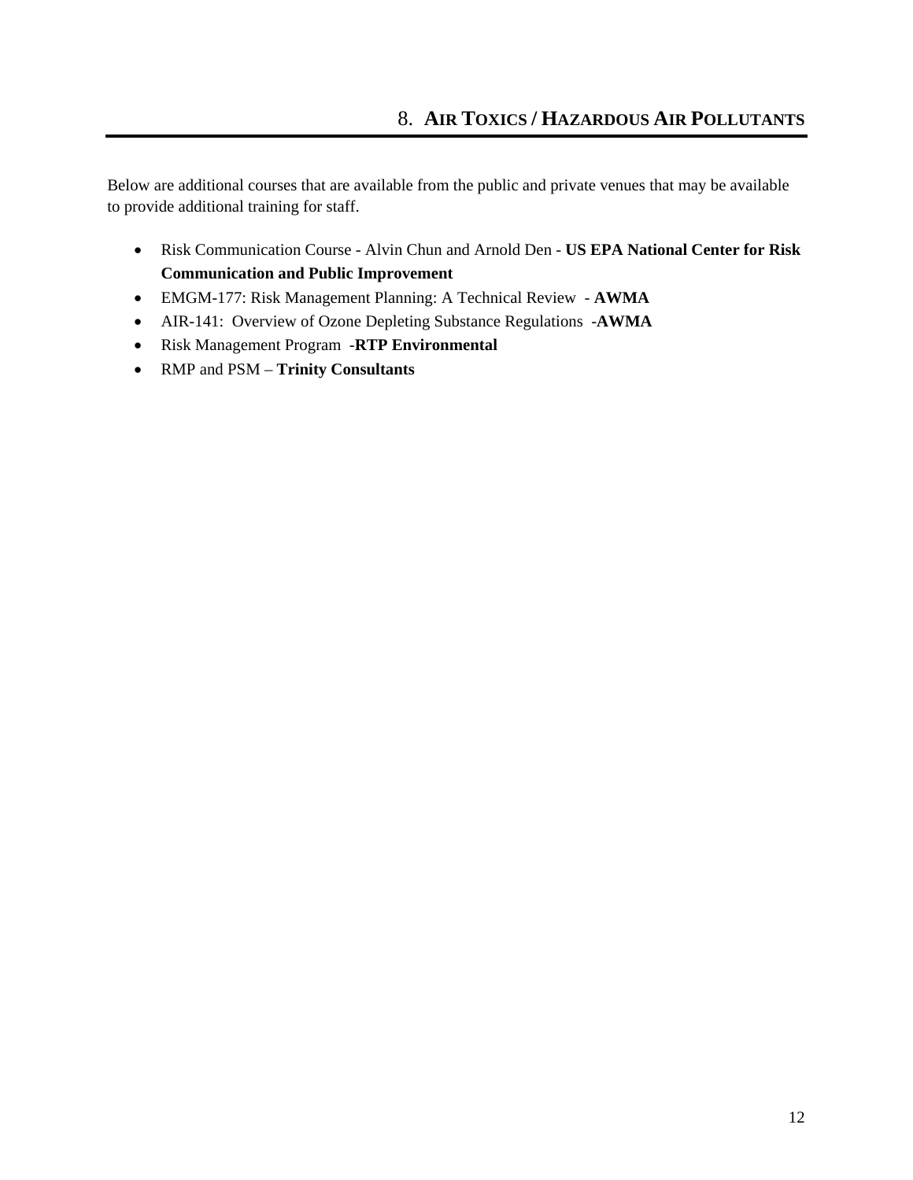# 8. AIR TOXICS / HAZARDOUS AIR POLLUTANTS

Below are additional courses that are available from the public and private venues that may be available to provide additional training for staff.

- Risk Communication Course - Alvin Chun and Arnold Den - **US EPA National Center for Risk Communication and Public Improvement**
- EMGM-177: Risk Management Planning: A Technical Review - **AWMA**
- AIR-141: Overview of Ozone Depleting Substance Regulations -**AWMA**
- Risk Management Program -**RTP Environmental**
- RMP and PSM – **Trinity Consultants**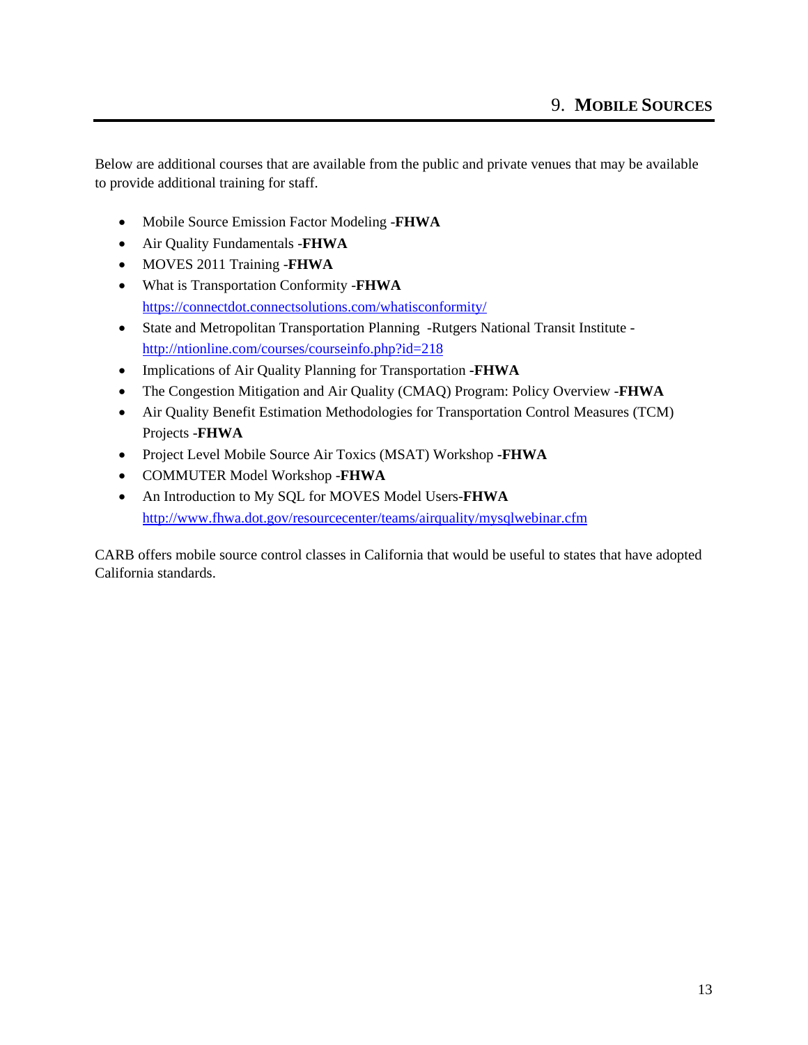# 9. Mobile Sources

Below are additional courses that are available from the public and private venues that may be available to provide additional training for staff.

- Mobile Source Emission Factor Modeling -**FHWA**
- Air Quality Fundamentals -**FHWA**
- MOVES 2011 Training -**FHWA**
- What is Transportation Conformity -**FHWA** https://connectdot.connectsolutions.com/whatisconformity/
- State and Metropolitan Transportation Planning -Rutgers National Transit Institute - http://ntionline.com/courses/courseinfo.php?id=218
- Implications of Air Quality Planning for Transportation -**FHWA**
- The Congestion Mitigation and Air Quality (CMAQ) Program: Policy Overview -**FHWA**
- Air Quality Benefit Estimation Methodologies for Transportation Control Measures (TCM) Projects -**FHWA**
- Project Level Mobile Source Air Toxics (MSAT) Workshop -**FHWA**
- COMMUTER Model Workshop -**FHWA**
- An Introduction to My SQL for MOVES Model Users-**FHWA** http://www.fhwa.dot.gov/resourcecenter/teams/airquality/mysqlwebinar.cfm

CARB offers mobile source control classes in California that would be useful to states that have adopted California standards.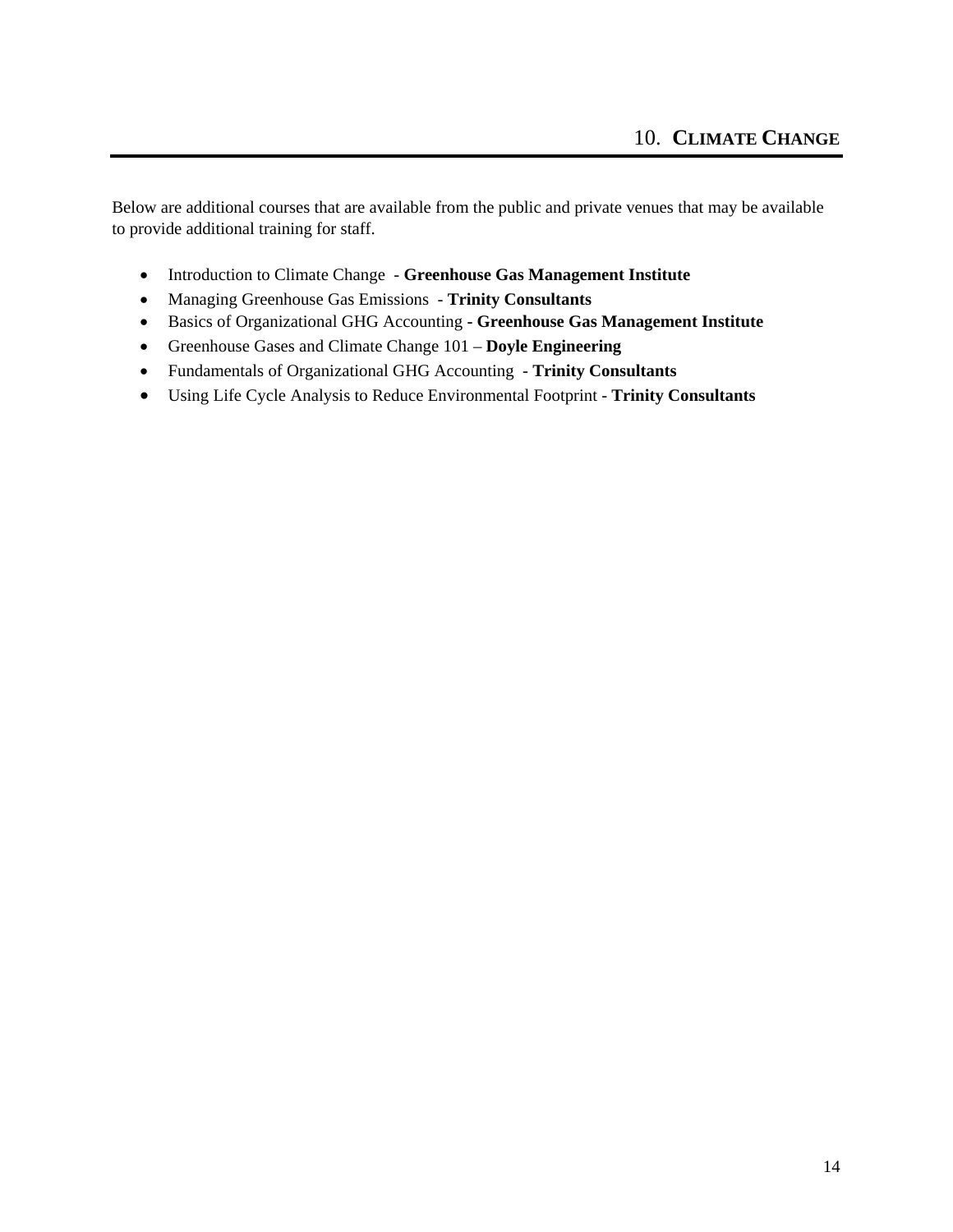# 10. CLIMATE CHANGE

Below are additional courses that are available from the public and private venues that may be available to provide additional training for staff.

- Introduction to Climate Change - **Greenhouse Gas Management Institute**
- Managing Greenhouse Gas Emissions - **Trinity Consultants**
- Basics of Organizational GHG Accounting **- Greenhouse Gas Management Institute**
- Greenhouse Gases and Climate Change 101 – **Doyle Engineering**
- Fundamentals of Organizational GHG Accounting - **Trinity Consultants**
- Using Life Cycle Analysis to Reduce Environmental Footprint - **Trinity Consultants**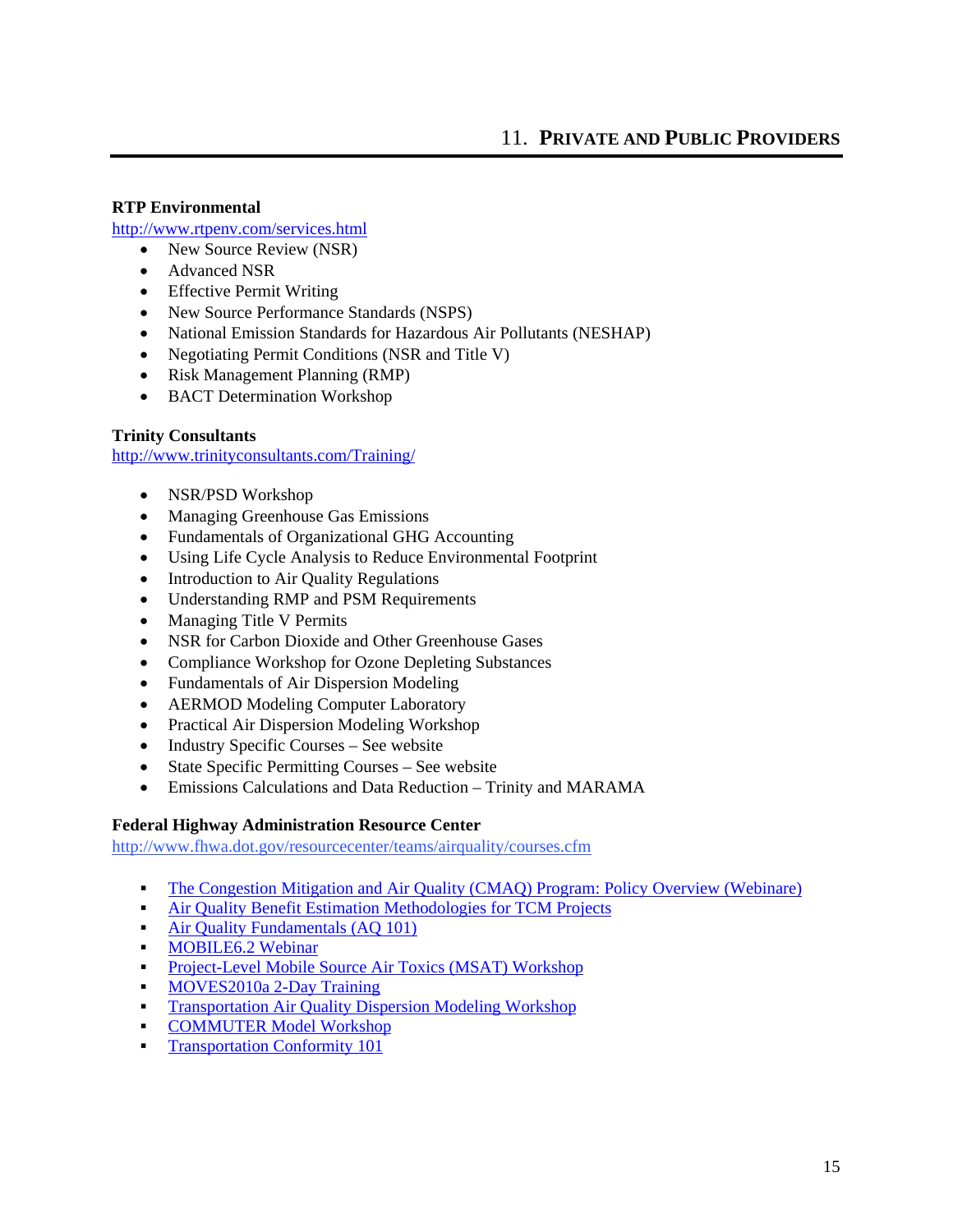## 11. Private and Public Providers

**RTP Environmental**

http://www.rtpenv.com/services.html

- New Source Review (NSR)
- Advanced NSR
- Effective Permit Writing
- New Source Performance Standards (NSPS)
- National Emission Standards for Hazardous Air Pollutants (NESHAP)
- Negotiating Permit Conditions (NSR and Title V)
- Risk Management Planning (RMP)
- BACT Determination Workshop

**Trinity Consultants**

http://www.trinityconsultants.com/Training/

- NSR/PSD Workshop
- Managing Greenhouse Gas Emissions
- Fundamentals of Organizational GHG Accounting
- Using Life Cycle Analysis to Reduce Environmental Footprint
- Introduction to Air Quality Regulations
- Understanding RMP and PSM Requirements
- Managing Title V Permits
- NSR for Carbon Dioxide and Other Greenhouse Gases
- Compliance Workshop for Ozone Depleting Substances
- Fundamentals of Air Dispersion Modeling
- AERMOD Modeling Computer Laboratory
- Practical Air Dispersion Modeling Workshop
- Industry Specific Courses – See website
- State Specific Permitting Courses – See website
- Emissions Calculations and Data Reduction – Trinity and MARAMA

**Federal Highway Administration Resource Center**

http://www.fhwa.dot.gov/resourcecenter/teams/airquality/courses.cfm

- The Congestion Mitigation and Air Quality (CMAQ) Program: Policy Overview (Webinare)
- Air Quality Benefit Estimation Methodologies for TCM Projects
- Air Quality Fundamentals (AQ 101)
- MOBILE6.2 Webinar
- Project-Level Mobile Source Air Toxics (MSAT) Workshop
- MOVES2010a 2-Day Training
- Transportation Air Quality Dispersion Modeling Workshop
- COMMUTER Model Workshop
- Transportation Conformity 101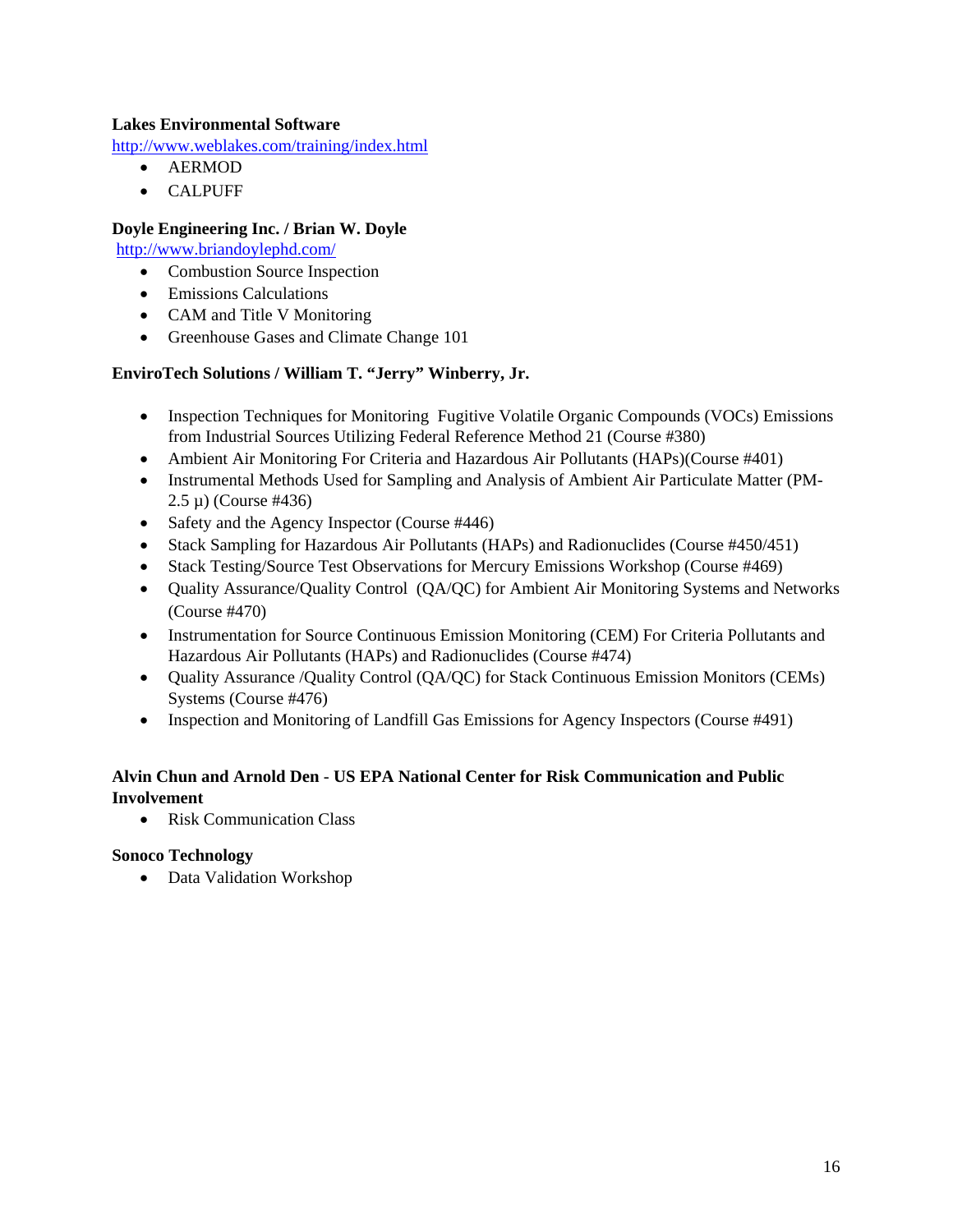**Lakes Environmental Software**
http://www.weblakes.com/training/index.html

- AERMOD
- CALPUFF

**Doyle Engineering Inc. / Brian W. Doyle**
http://www.briandoylephd.com/

- Combustion Source Inspection
- Emissions Calculations
- CAM and Title V Monitoring
- Greenhouse Gases and Climate Change 101

**EnviroTech Solutions / William T. "Jerry" Winberry, Jr.**

- Inspection Techniques for Monitoring Fugitive Volatile Organic Compounds (VOCs) Emissions from Industrial Sources Utilizing Federal Reference Method 21 (Course #380)
- Ambient Air Monitoring For Criteria and Hazardous Air Pollutants (HAPs)(Course #401)
- Instrumental Methods Used for Sampling and Analysis of Ambient Air Particulate Matter (PM-2.5 µ) (Course #436)
- Safety and the Agency Inspector (Course #446)
- Stack Sampling for Hazardous Air Pollutants (HAPs) and Radionuclides (Course #450/451)
- Stack Testing/Source Test Observations for Mercury Emissions Workshop (Course #469)
- Quality Assurance/Quality Control (QA/QC) for Ambient Air Monitoring Systems and Networks (Course #470)
- Instrumentation for Source Continuous Emission Monitoring (CEM) For Criteria Pollutants and Hazardous Air Pollutants (HAPs) and Radionuclides (Course #474)
- Quality Assurance /Quality Control (QA/QC) for Stack Continuous Emission Monitors (CEMs) Systems (Course #476)
- Inspection and Monitoring of Landfill Gas Emissions for Agency Inspectors (Course #491)

**Alvin Chun and Arnold Den - US EPA National Center for Risk Communication and Public Involvement**

- Risk Communication Class

**Sonoco Technology**

- Data Validation Workshop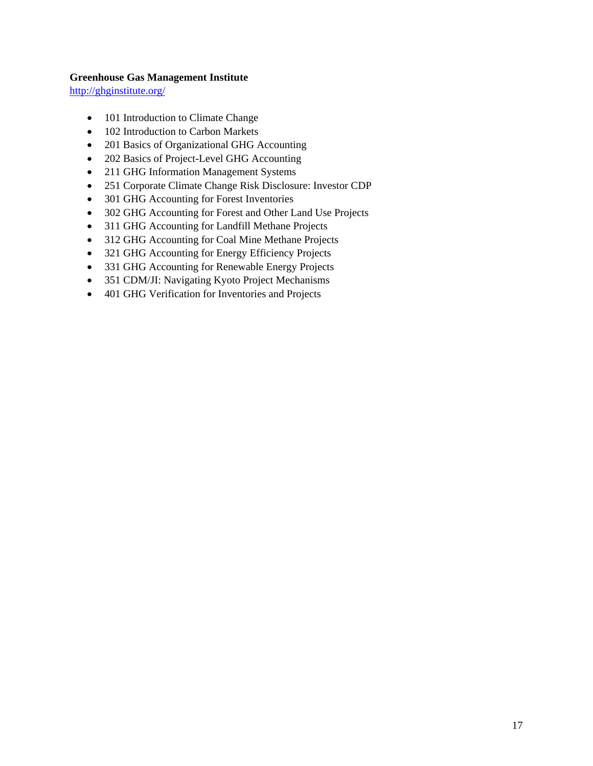**Greenhouse Gas Management Institute**
http://ghginstitute.org/

- 101 Introduction to Climate Change
- 102 Introduction to Carbon Markets
- 201 Basics of Organizational GHG Accounting
- 202 Basics of Project-Level GHG Accounting
- 211 GHG Information Management Systems
- 251 Corporate Climate Change Risk Disclosure: Investor CDP
- 301 GHG Accounting for Forest Inventories
- 302 GHG Accounting for Forest and Other Land Use Projects
- 311 GHG Accounting for Landfill Methane Projects
- 312 GHG Accounting for Coal Mine Methane Projects
- 321 GHG Accounting for Energy Efficiency Projects
- 331 GHG Accounting for Renewable Energy Projects
- 351 CDM/JI: Navigating Kyoto Project Mechanisms
- 401 GHG Verification for Inventories and Projects